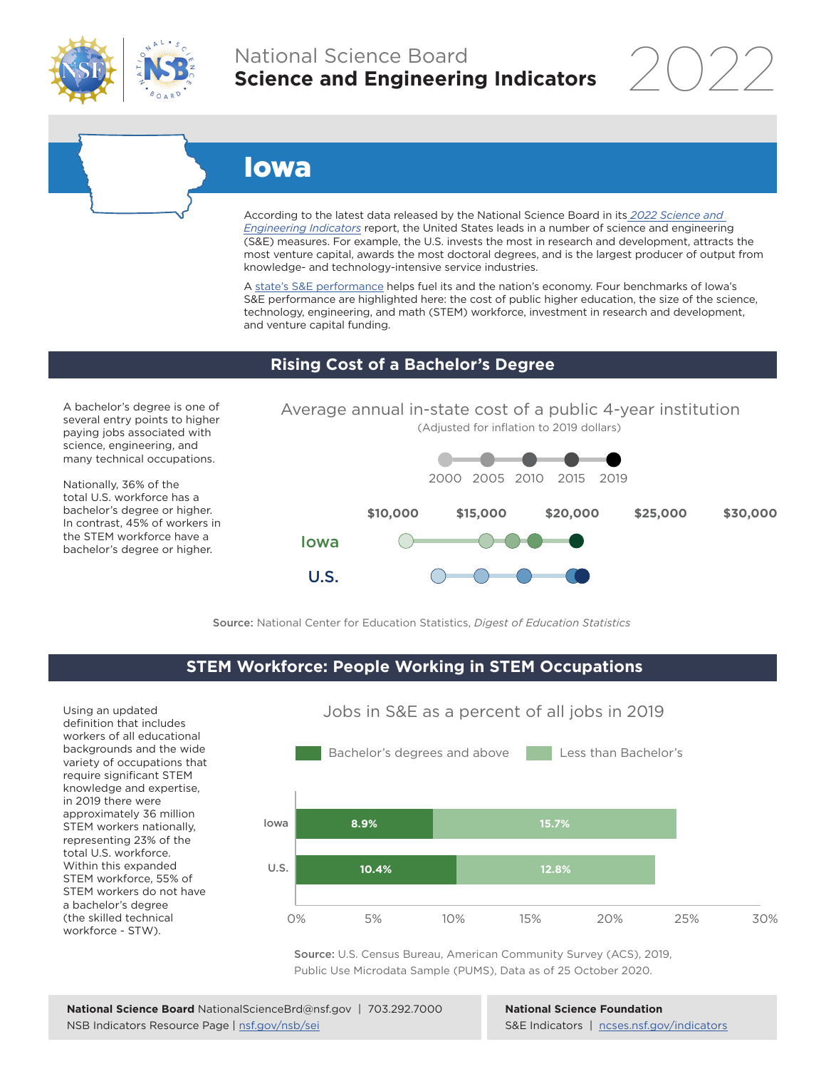National Science Board
**Science and Engineering Indicators** 2022

# Iowa

According to the latest data released by the National Science Board in its *2022 Science and Engineering Indicators* report, the United States leads in a number of science and engineering (S&E) measures. For example, the U.S. invests the most in research and development, attracts the most venture capital, awards the most doctoral degrees, and is the largest producer of output from knowledge- and technology-intensive service industries.

A state's S&E performance helps fuel its and the nation's economy. Four benchmarks of Iowa's S&E performance are highlighted here: the cost of public higher education, the size of the science, technology, engineering, and math (STEM) workforce, investment in research and development, and venture capital funding.

## Rising Cost of a Bachelor's Degree

A bachelor's degree is one of several entry points to higher paying jobs associated with science, engineering, and many technical occupations.

Nationally, 36% of the total U.S. workforce has a bachelor's degree or higher. In contrast, 45% of workers in the STEM workforce have a bachelor's degree or higher.

Average annual in-state cost of a public 4-year institution
(Adjusted for inflation to 2019 dollars)

2000 · 2005 · 2010 · 2015 · 2019

$10,000 · $15,000 · $20,000 · $25,000 · $30,000

Iowa

U.S.

**Source:** National Center for Education Statistics, *Digest of Education Statistics*

## STEM Workforce: People Working in STEM Occupations

Using an updated definition that includes workers of all educational backgrounds and the wide variety of occupations that require significant STEM knowledge and expertise, in 2019 there were approximately 36 million STEM workers nationally, representing 23% of the total U.S. workforce. Within this expanded STEM workforce, 55% of STEM workers do not have a bachelor's degree (the skilled technical workforce - STW).

Jobs in S&E as a percent of all jobs in 2019

| | Bachelor's degrees and above | Less than Bachelor's |
|---|---|---|
| Iowa | 8.9% | 15.7% |
| U.S. | 10.4% | 12.8% |

**Source:** U.S. Census Bureau, American Community Survey (ACS), 2019, Public Use Microdata Sample (PUMS), Data as of 25 October 2020.

**National Science Board** NationalScienceBrd@nsf.gov | 703.292.7000
NSB Indicators Resource Page | nsf.gov/nsb/sei

**National Science Foundation**
S&E Indicators | ncses.nsf.gov/indicators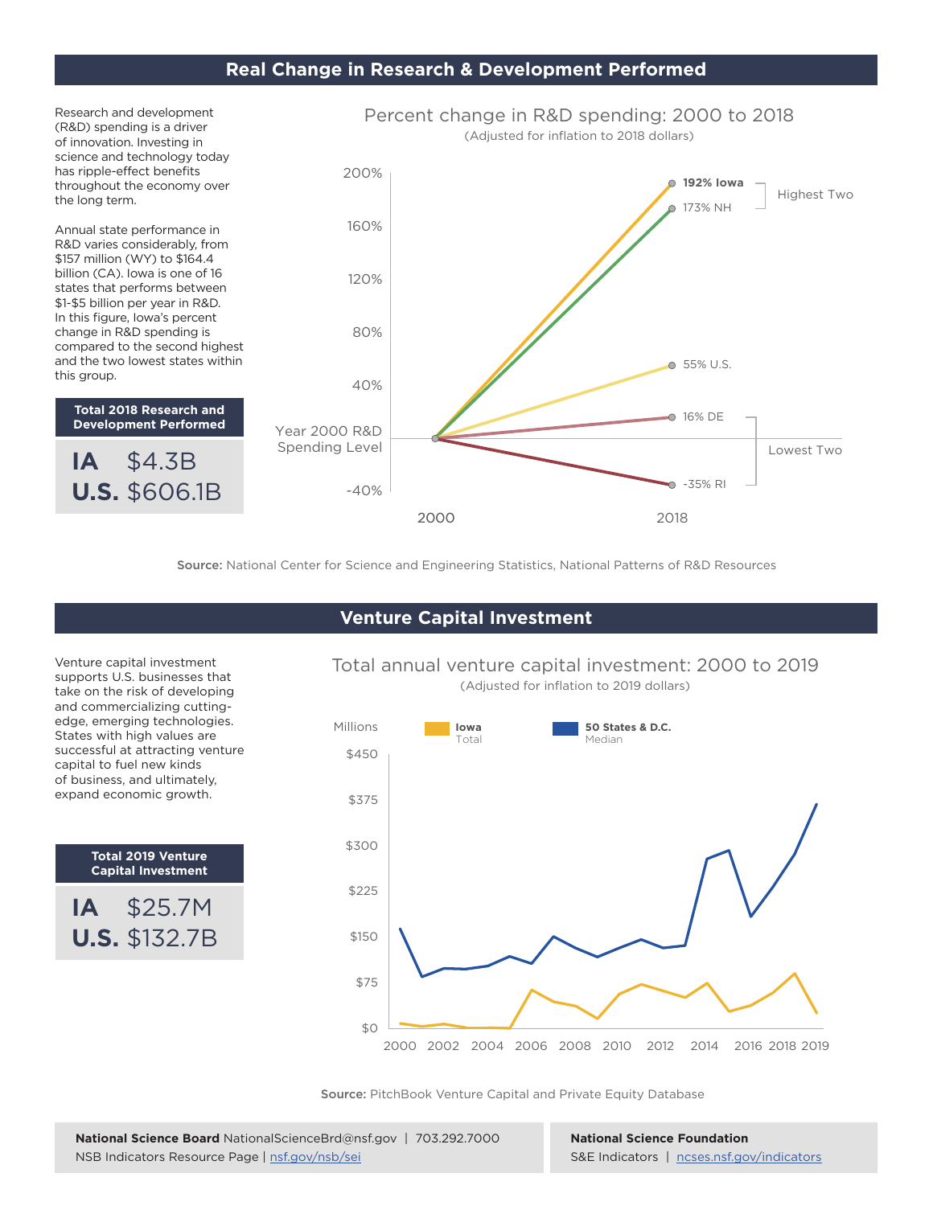## Real Change in Research & Development Performed

Research and development (R&D) spending is a driver of innovation. Investing in science and technology today has ripple-effect benefits throughout the economy over the long term.

Annual state performance in R&D varies considerably, from $157 million (WY) to $164.4 billion (CA). Iowa is one of 16 states that performs between $1-$5 billion per year in R&D. In this figure, Iowa's percent change in R&D spending is compared to the second highest and the two lowest states within this group.

| Total 2018 Research and Development Performed | |
|---|---|
| IA | $4.3B |
| U.S. | $606.1B |

Percent change in R&D spending: 2000 to 2018

(Adjusted for inflation to 2018 dollars)

200%
160%
120%
80%
40%
Year 2000 R&D Spending Level
-40%

2000
2018

192% Iowa
173% NH
Highest Two

55% U.S.

16% DE
-35% RI
Lowest Two

**Source:** National Center for Science and Engineering Statistics, National Patterns of R&D Resources

## Venture Capital Investment

Venture capital investment supports U.S. businesses that take on the risk of developing and commercializing cutting-edge, emerging technologies. States with high values are successful at attracting venture capital to fuel new kinds of business, and ultimately, expand economic growth.

| Total 2019 Venture Capital Investment | |
|---|---|
| IA | $25.7M |
| U.S. | $132.7B |

Total annual venture capital investment: 2000 to 2019

(Adjusted for inflation to 2019 dollars)

Millions

Iowa Total

50 States & D.C. Median

$450
$375
$300
$225
$150
$75
$0

2000 2002 2004 2006 2008 2010 2012 2014 2016 2018 2019

**Source:** PitchBook Venture Capital and Private Equity Database

**National Science Board** NationalScienceBrd@nsf.gov | 703.292.7000
NSB Indicators Resource Page | nsf.gov/nsb/sei

**National Science Foundation**
S&E Indicators | ncses.nsf.gov/indicators